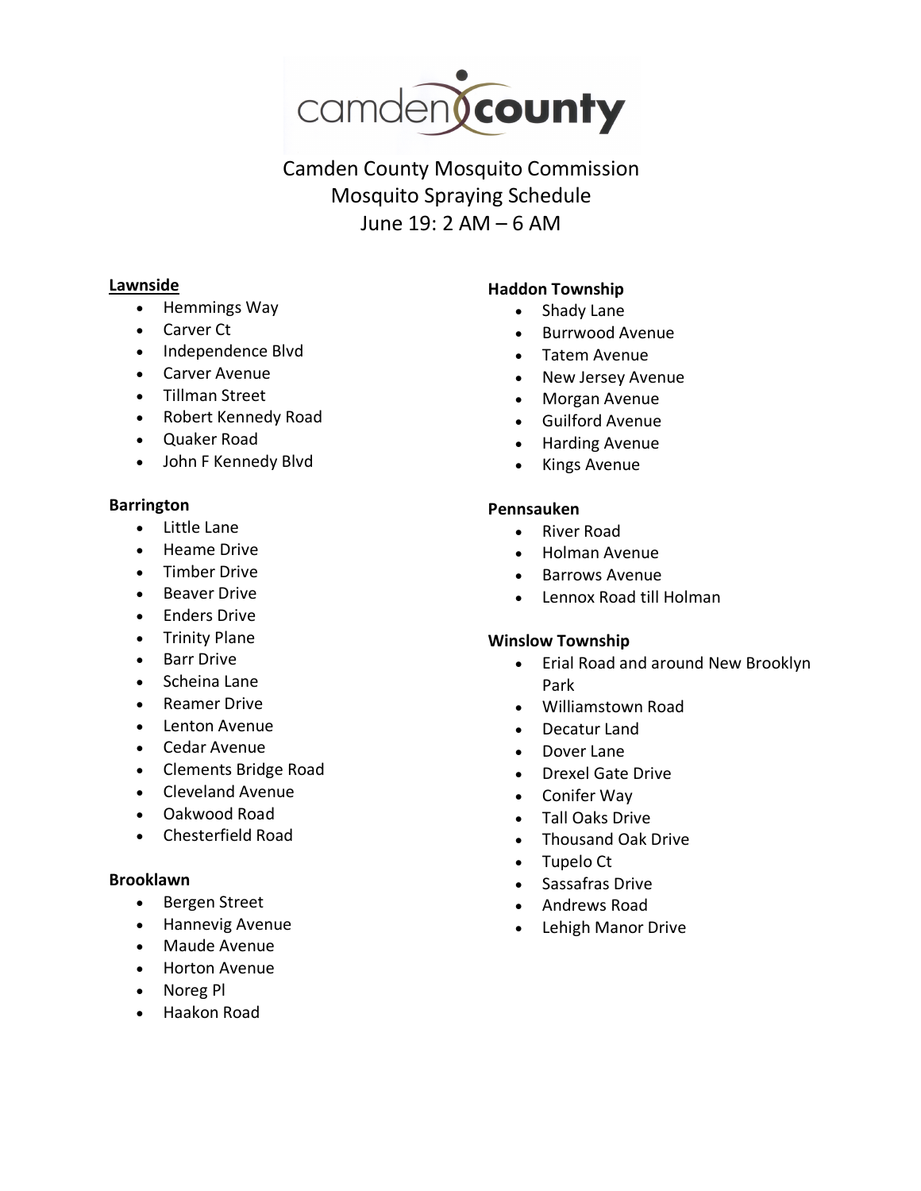# Camden County Mosquito Commission
## Mosquito Spraying Schedule
## June 19: 2 AM – 6 AM

**Lawnside**

- Hemmings Way
- Carver Ct
- Independence Blvd
- Carver Avenue
- Tillman Street
- Robert Kennedy Road
- Quaker Road
- John F Kennedy Blvd

**Barrington**

- Little Lane
- Heame Drive
- Timber Drive
- Beaver Drive
- Enders Drive
- Trinity Plane
- Barr Drive
- Scheina Lane
- Reamer Drive
- Lenton Avenue
- Cedar Avenue
- Clements Bridge Road
- Cleveland Avenue
- Oakwood Road
- Chesterfield Road

**Brooklawn**

- Bergen Street
- Hannevig Avenue
- Maude Avenue
- Horton Avenue
- Noreg Pl
- Haakon Road

**Haddon Township**

- Shady Lane
- Burrwood Avenue
- Tatem Avenue
- New Jersey Avenue
- Morgan Avenue
- Guilford Avenue
- Harding Avenue
- Kings Avenue

**Pennsauken**

- River Road
- Holman Avenue
- Barrows Avenue
- Lennox Road till Holman

**Winslow Township**

- Erial Road and around New Brooklyn Park
- Williamstown Road
- Decatur Land
- Dover Lane
- Drexel Gate Drive
- Conifer Way
- Tall Oaks Drive
- Thousand Oak Drive
- Tupelo Ct
- Sassafras Drive
- Andrews Road
- Lehigh Manor Drive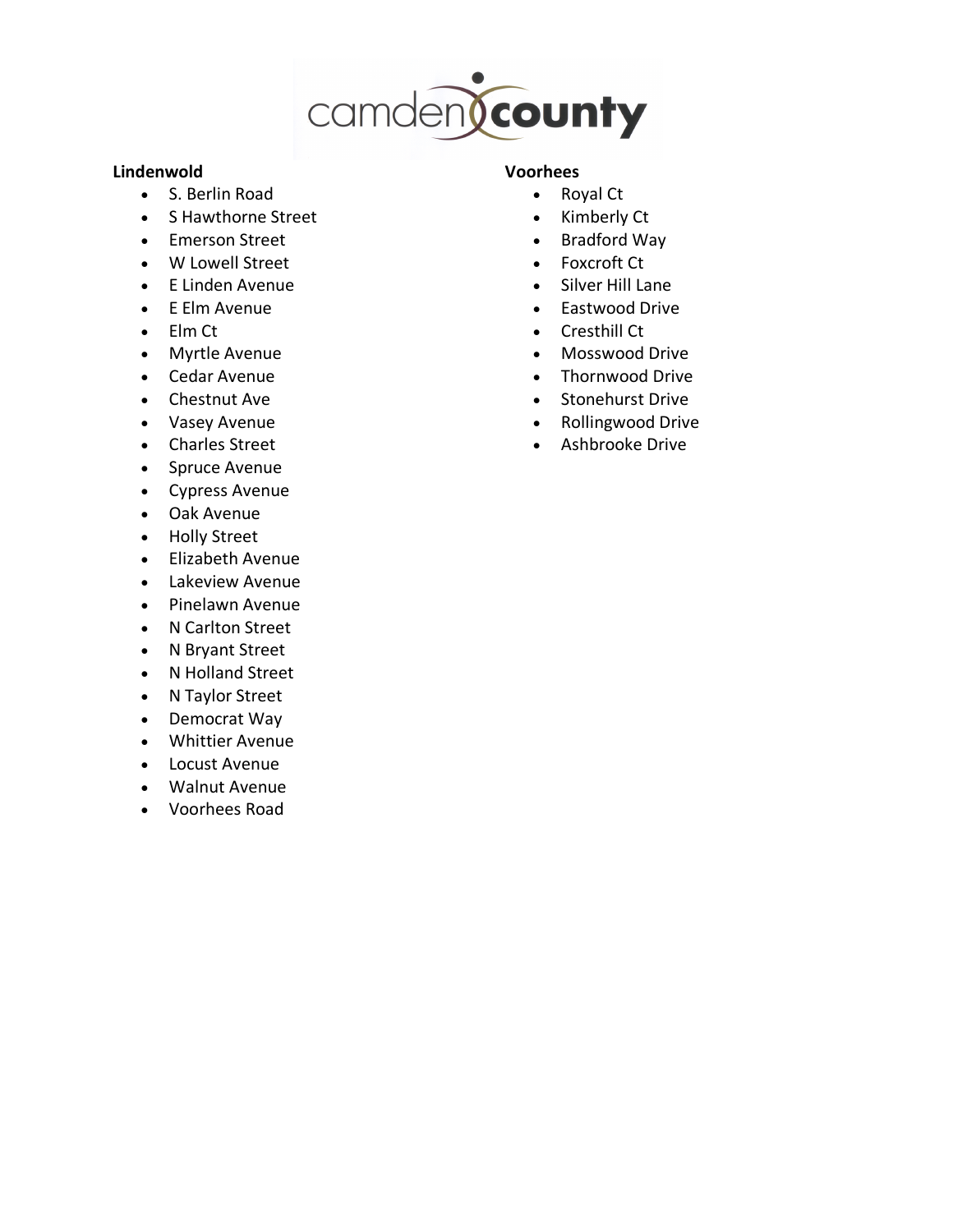camden county

**Lindenwold**

- S. Berlin Road
- S Hawthorne Street
- Emerson Street
- W Lowell Street
- E Linden Avenue
- E Elm Avenue
- Elm Ct
- Myrtle Avenue
- Cedar Avenue
- Chestnut Ave
- Vasey Avenue
- Charles Street
- Spruce Avenue
- Cypress Avenue
- Oak Avenue
- Holly Street
- Elizabeth Avenue
- Lakeview Avenue
- Pinelawn Avenue
- N Carlton Street
- N Bryant Street
- N Holland Street
- N Taylor Street
- Democrat Way
- Whittier Avenue
- Locust Avenue
- Walnut Avenue
- Voorhees Road

**Voorhees**

- Royal Ct
- Kimberly Ct
- Bradford Way
- Foxcroft Ct
- Silver Hill Lane
- Eastwood Drive
- Cresthill Ct
- Mosswood Drive
- Thornwood Drive
- Stonehurst Drive
- Rollingwood Drive
- Ashbrooke Drive